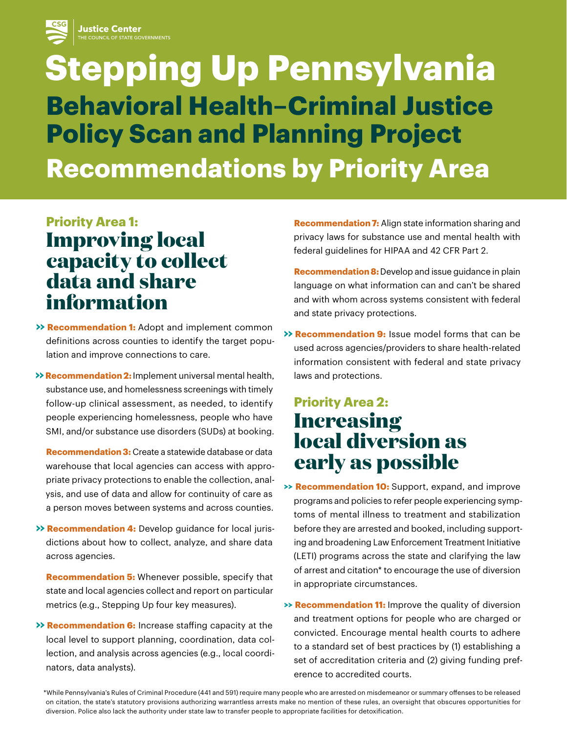Justice Center
THE COUNCIL OF STATE GOVERNMENTS

# Stepping Up Pennsylvania

## Behavioral Health–Criminal Justice Policy Scan and Planning Project

## Recommendations by Priority Area

### Priority Area 1:

## Improving local capacity to collect data and share information

- **Recommendation 1:** Adopt and implement common definitions across counties to identify the target population and improve connections to care.

- **Recommendation 2:** Implement universal mental health, substance use, and homelessness screenings with timely follow-up clinical assessment, as needed, to identify people experiencing homelessness, people who have SMI, and/or substance use disorders (SUDs) at booking.

  **Recommendation 3:** Create a statewide database or data warehouse that local agencies can access with appropriate privacy protections to enable the collection, analysis, and use of data and allow for continuity of care as a person moves between systems and across counties.

- **Recommendation 4:** Develop guidance for local jurisdictions about how to collect, analyze, and share data across agencies.

  **Recommendation 5:** Whenever possible, specify that state and local agencies collect and report on particular metrics (e.g., Stepping Up four key measures).

- **Recommendation 6:** Increase staffing capacity at the local level to support planning, coordination, data collection, and analysis across agencies (e.g., local coordinators, data analysts).

  **Recommendation 7:** Align state information sharing and privacy laws for substance use and mental health with federal guidelines for HIPAA and 42 CFR Part 2.

  **Recommendation 8:** Develop and issue guidance in plain language on what information can and can't be shared and with whom across systems consistent with federal and state privacy protections.

- **Recommendation 9:** Issue model forms that can be used across agencies/providers to share health-related information consistent with federal and state privacy laws and protections.

### Priority Area 2:

## Increasing local diversion as early as possible

- **Recommendation 10:** Support, expand, and improve programs and policies to refer people experiencing symptoms of mental illness to treatment and stabilization before they are arrested and booked, including supporting and broadening Law Enforcement Treatment Initiative (LETI) programs across the state and clarifying the law of arrest and citation* to encourage the use of diversion in appropriate circumstances.

- **Recommendation 11:** Improve the quality of diversion and treatment options for people who are charged or convicted. Encourage mental health courts to adhere to a standard set of best practices by (1) establishing a set of accreditation criteria and (2) giving funding preference to accredited courts.

*While Pennsylvania's Rules of Criminal Procedure (441 and 591) require many people who are arrested on misdemeanor or summary offenses to be released on citation, the state's statutory provisions authorizing warrantless arrests make no mention of these rules, an oversight that obscures opportunities for diversion. Police also lack the authority under state law to transfer people to appropriate facilities for detoxification.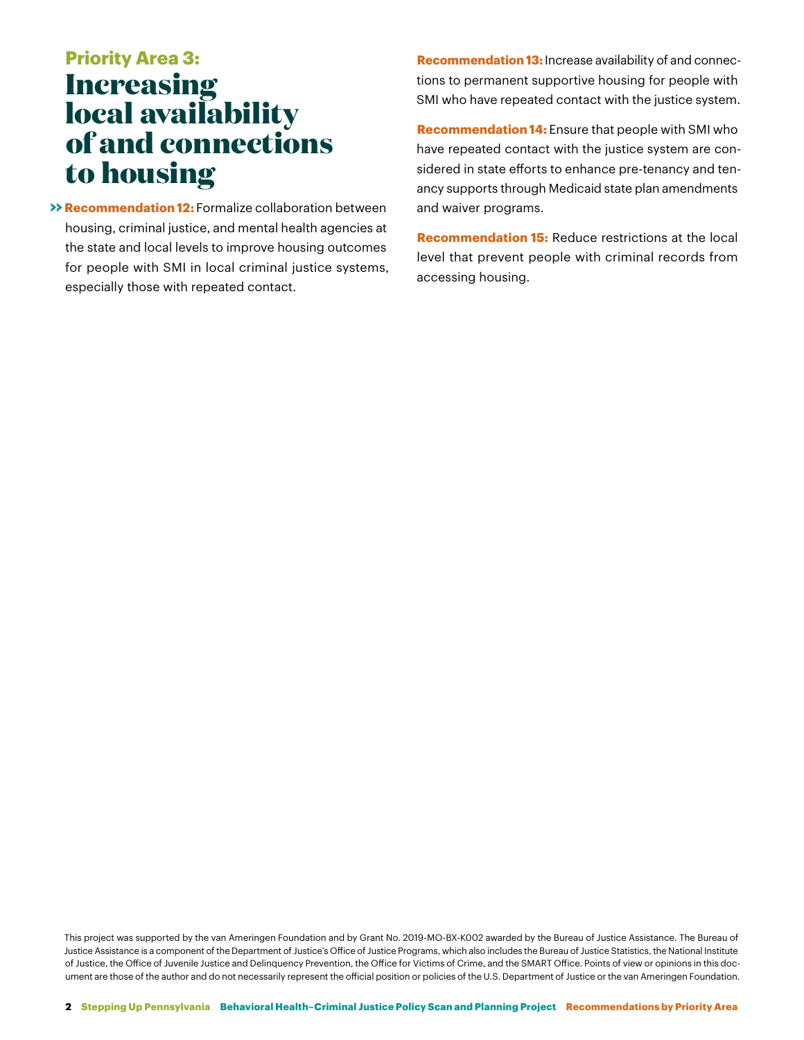**Priority Area 3:**

# Increasing local availability of and connections to housing

>> **Recommendation 12:** Formalize collaboration between housing, criminal justice, and mental health agencies at the state and local levels to improve housing outcomes for people with SMI in local criminal justice systems, especially those with repeated contact.

**Recommendation 13:** Increase availability of and connections to permanent supportive housing for people with SMI who have repeated contact with the justice system.

**Recommendation 14:** Ensure that people with SMI who have repeated contact with the justice system are considered in state efforts to enhance pre-tenancy and tenancy supports through Medicaid state plan amendments and waiver programs.

**Recommendation 15:** Reduce restrictions at the local level that prevent people with criminal records from accessing housing.

This project was supported by the van Ameringen Foundation and by Grant No. 2019-MO-BX-K002 awarded by the Bureau of Justice Assistance. The Bureau of Justice Assistance is a component of the Department of Justice's Office of Justice Programs, which also includes the Bureau of Justice Statistics, the National Institute of Justice, the Office of Juvenile Justice and Delinquency Prevention, the Office for Victims of Crime, and the SMART Office. Points of view or opinions in this document are those of the author and do not necessarily represent the official position or policies of the U.S. Department of Justice or the van Ameringen Foundation.